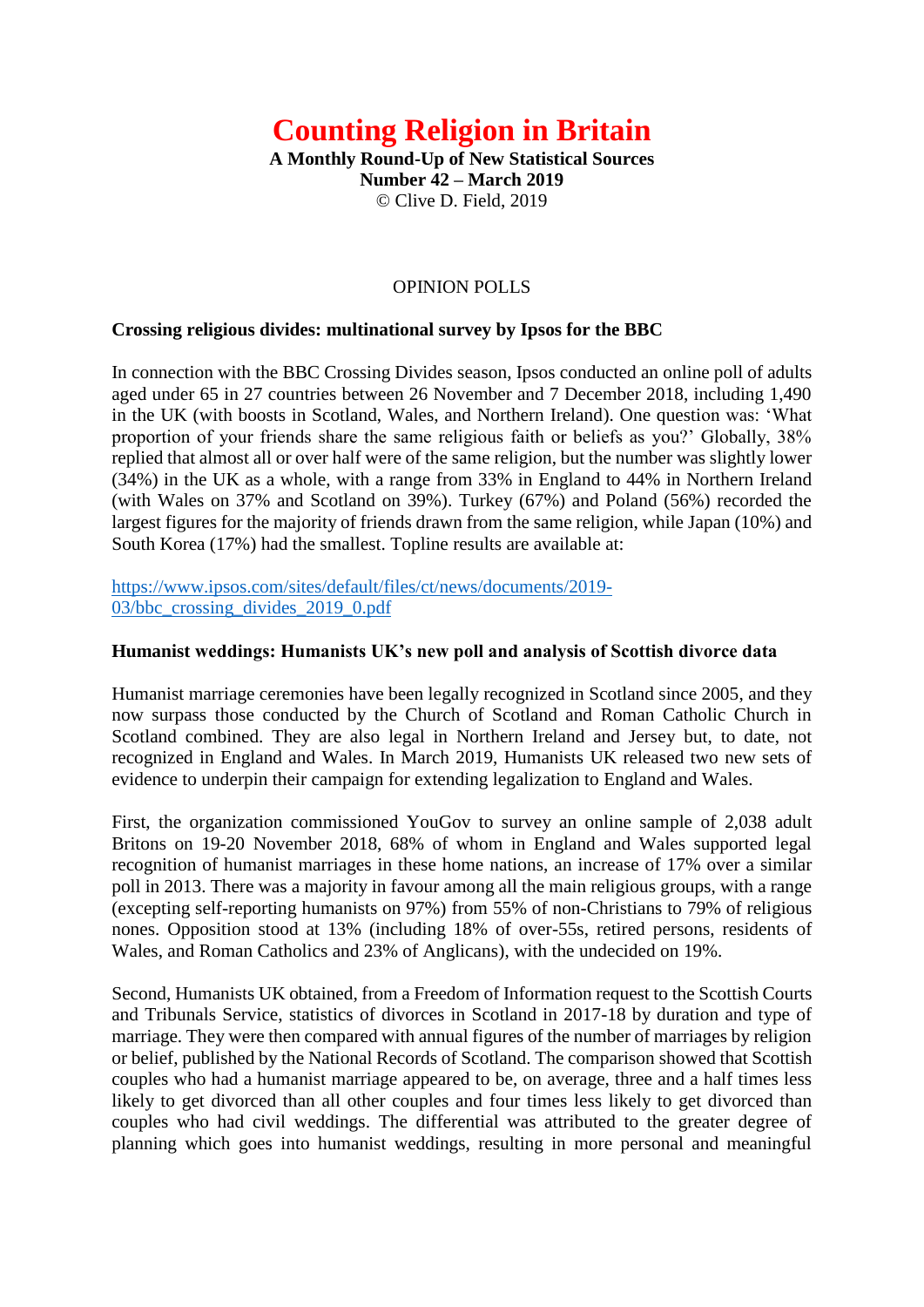# Counting Religion in Britain

**A Monthly Round-Up of New Statistical Sources**
**Number 42 – March 2019**
© Clive D. Field, 2019

## OPINION POLLS

### Crossing religious divides: multinational survey by Ipsos for the BBC

In connection with the BBC Crossing Divides season, Ipsos conducted an online poll of adults aged under 65 in 27 countries between 26 November and 7 December 2018, including 1,490 in the UK (with boosts in Scotland, Wales, and Northern Ireland). One question was: 'What proportion of your friends share the same religious faith or beliefs as you?' Globally, 38% replied that almost all or over half were of the same religion, but the number was slightly lower (34%) in the UK as a whole, with a range from 33% in England to 44% in Northern Ireland (with Wales on 37% and Scotland on 39%). Turkey (67%) and Poland (56%) recorded the largest figures for the majority of friends drawn from the same religion, while Japan (10%) and South Korea (17%) had the smallest. Topline results are available at:

https://www.ipsos.com/sites/default/files/ct/news/documents/2019-03/bbc_crossing_divides_2019_0.pdf

### Humanist weddings: Humanists UK's new poll and analysis of Scottish divorce data

Humanist marriage ceremonies have been legally recognized in Scotland since 2005, and they now surpass those conducted by the Church of Scotland and Roman Catholic Church in Scotland combined. They are also legal in Northern Ireland and Jersey but, to date, not recognized in England and Wales. In March 2019, Humanists UK released two new sets of evidence to underpin their campaign for extending legalization to England and Wales.

First, the organization commissioned YouGov to survey an online sample of 2,038 adult Britons on 19-20 November 2018, 68% of whom in England and Wales supported legal recognition of humanist marriages in these home nations, an increase of 17% over a similar poll in 2013. There was a majority in favour among all the main religious groups, with a range (excepting self-reporting humanists on 97%) from 55% of non-Christians to 79% of religious nones. Opposition stood at 13% (including 18% of over-55s, retired persons, residents of Wales, and Roman Catholics and 23% of Anglicans), with the undecided on 19%.

Second, Humanists UK obtained, from a Freedom of Information request to the Scottish Courts and Tribunals Service, statistics of divorces in Scotland in 2017-18 by duration and type of marriage. They were then compared with annual figures of the number of marriages by religion or belief, published by the National Records of Scotland. The comparison showed that Scottish couples who had a humanist marriage appeared to be, on average, three and a half times less likely to get divorced than all other couples and four times less likely to get divorced than couples who had civil weddings. The differential was attributed to the greater degree of planning which goes into humanist weddings, resulting in more personal and meaningful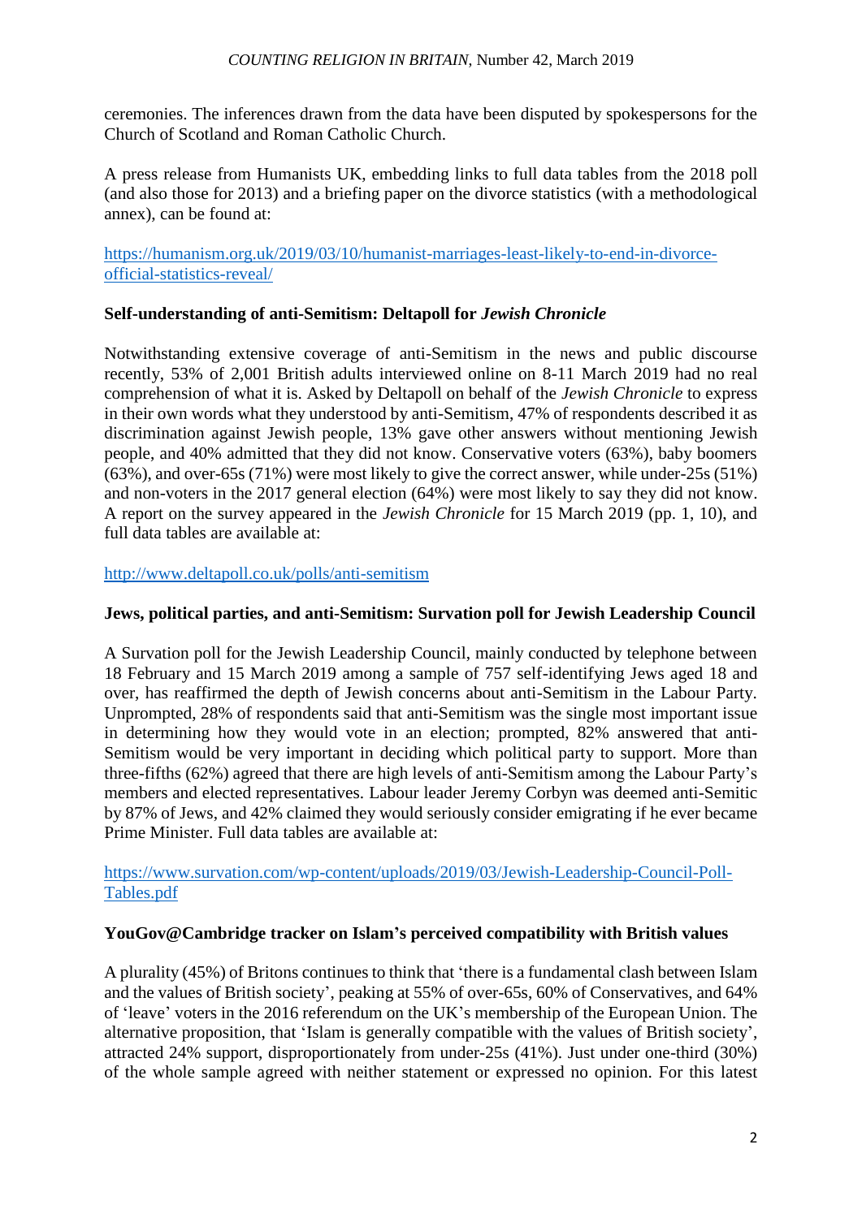ceremonies. The inferences drawn from the data have been disputed by spokespersons for the Church of Scotland and Roman Catholic Church.

A press release from Humanists UK, embedding links to full data tables from the 2018 poll (and also those for 2013) and a briefing paper on the divorce statistics (with a methodological annex), can be found at:

https://humanism.org.uk/2019/03/10/humanist-marriages-least-likely-to-end-in-divorce-official-statistics-reveal/

**Self-understanding of anti-Semitism: Deltapoll for *Jewish Chronicle***

Notwithstanding extensive coverage of anti-Semitism in the news and public discourse recently, 53% of 2,001 British adults interviewed online on 8-11 March 2019 had no real comprehension of what it is. Asked by Deltapoll on behalf of the *Jewish Chronicle* to express in their own words what they understood by anti-Semitism, 47% of respondents described it as discrimination against Jewish people, 13% gave other answers without mentioning Jewish people, and 40% admitted that they did not know. Conservative voters (63%), baby boomers (63%), and over-65s (71%) were most likely to give the correct answer, while under-25s (51%) and non-voters in the 2017 general election (64%) were most likely to say they did not know. A report on the survey appeared in the *Jewish Chronicle* for 15 March 2019 (pp. 1, 10), and full data tables are available at:

http://www.deltapoll.co.uk/polls/anti-semitism

**Jews, political parties, and anti-Semitism: Survation poll for Jewish Leadership Council**

A Survation poll for the Jewish Leadership Council, mainly conducted by telephone between 18 February and 15 March 2019 among a sample of 757 self-identifying Jews aged 18 and over, has reaffirmed the depth of Jewish concerns about anti-Semitism in the Labour Party. Unprompted, 28% of respondents said that anti-Semitism was the single most important issue in determining how they would vote in an election; prompted, 82% answered that anti-Semitism would be very important in deciding which political party to support. More than three-fifths (62%) agreed that there are high levels of anti-Semitism among the Labour Party's members and elected representatives. Labour leader Jeremy Corbyn was deemed anti-Semitic by 87% of Jews, and 42% claimed they would seriously consider emigrating if he ever became Prime Minister. Full data tables are available at:

https://www.survation.com/wp-content/uploads/2019/03/Jewish-Leadership-Council-Poll-Tables.pdf

**YouGov@Cambridge tracker on Islam's perceived compatibility with British values**

A plurality (45%) of Britons continues to think that 'there is a fundamental clash between Islam and the values of British society', peaking at 55% of over-65s, 60% of Conservatives, and 64% of 'leave' voters in the 2016 referendum on the UK's membership of the European Union. The alternative proposition, that 'Islam is generally compatible with the values of British society', attracted 24% support, disproportionately from under-25s (41%). Just under one-third (30%) of the whole sample agreed with neither statement or expressed no opinion. For this latest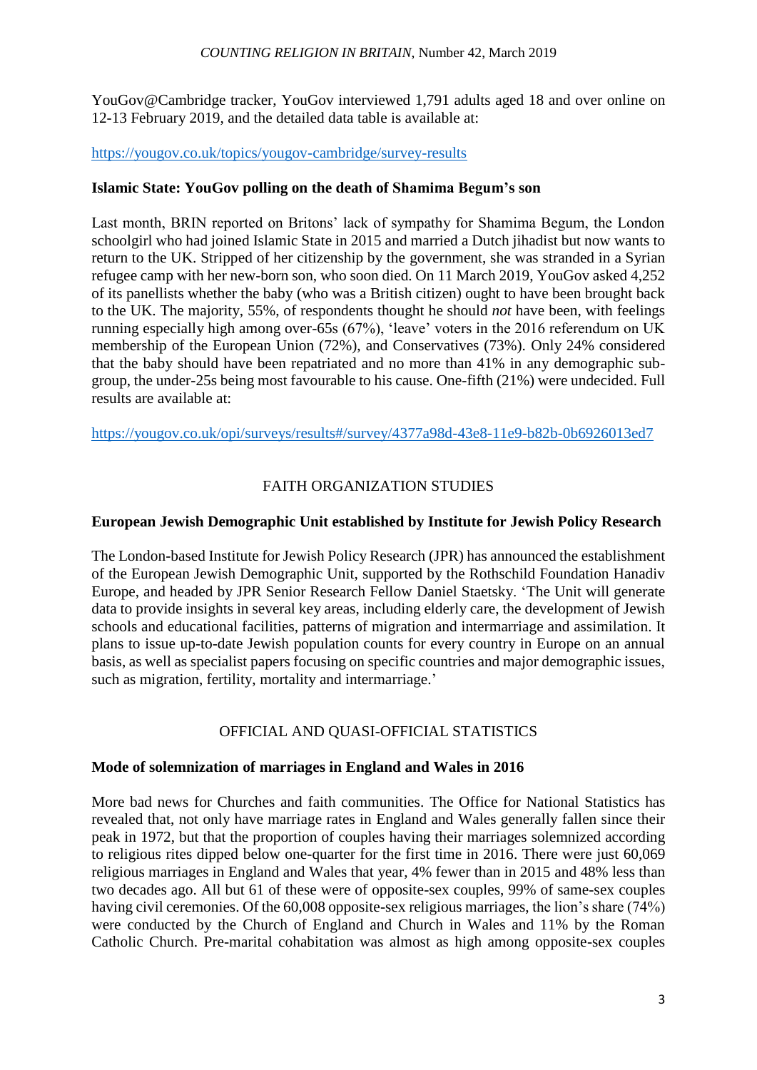YouGov@Cambridge tracker, YouGov interviewed 1,791 adults aged 18 and over online on 12-13 February 2019, and the detailed data table is available at:

https://yougov.co.uk/topics/yougov-cambridge/survey-results

**Islamic State: YouGov polling on the death of Shamima Begum's son**

Last month, BRIN reported on Britons' lack of sympathy for Shamima Begum, the London schoolgirl who had joined Islamic State in 2015 and married a Dutch jihadist but now wants to return to the UK. Stripped of her citizenship by the government, she was stranded in a Syrian refugee camp with her new-born son, who soon died. On 11 March 2019, YouGov asked 4,252 of its panellists whether the baby (who was a British citizen) ought to have been brought back to the UK. The majority, 55%, of respondents thought he should *not* have been, with feelings running especially high among over-65s (67%), 'leave' voters in the 2016 referendum on UK membership of the European Union (72%), and Conservatives (73%). Only 24% considered that the baby should have been repatriated and no more than 41% in any demographic sub-group, the under-25s being most favourable to his cause. One-fifth (21%) were undecided. Full results are available at:

https://yougov.co.uk/opi/surveys/results#/survey/4377a98d-43e8-11e9-b82b-0b6926013ed7

## FAITH ORGANIZATION STUDIES

**European Jewish Demographic Unit established by Institute for Jewish Policy Research**

The London-based Institute for Jewish Policy Research (JPR) has announced the establishment of the European Jewish Demographic Unit, supported by the Rothschild Foundation Hanadiv Europe, and headed by JPR Senior Research Fellow Daniel Staetsky. 'The Unit will generate data to provide insights in several key areas, including elderly care, the development of Jewish schools and educational facilities, patterns of migration and intermarriage and assimilation. It plans to issue up-to-date Jewish population counts for every country in Europe on an annual basis, as well as specialist papers focusing on specific countries and major demographic issues, such as migration, fertility, mortality and intermarriage.'

## OFFICIAL AND QUASI-OFFICIAL STATISTICS

**Mode of solemnization of marriages in England and Wales in 2016**

More bad news for Churches and faith communities. The Office for National Statistics has revealed that, not only have marriage rates in England and Wales generally fallen since their peak in 1972, but that the proportion of couples having their marriages solemnized according to religious rites dipped below one-quarter for the first time in 2016. There were just 60,069 religious marriages in England and Wales that year, 4% fewer than in 2015 and 48% less than two decades ago. All but 61 of these were of opposite-sex couples, 99% of same-sex couples having civil ceremonies. Of the 60,008 opposite-sex religious marriages, the lion's share (74%) were conducted by the Church of England and Church in Wales and 11% by the Roman Catholic Church. Pre-marital cohabitation was almost as high among opposite-sex couples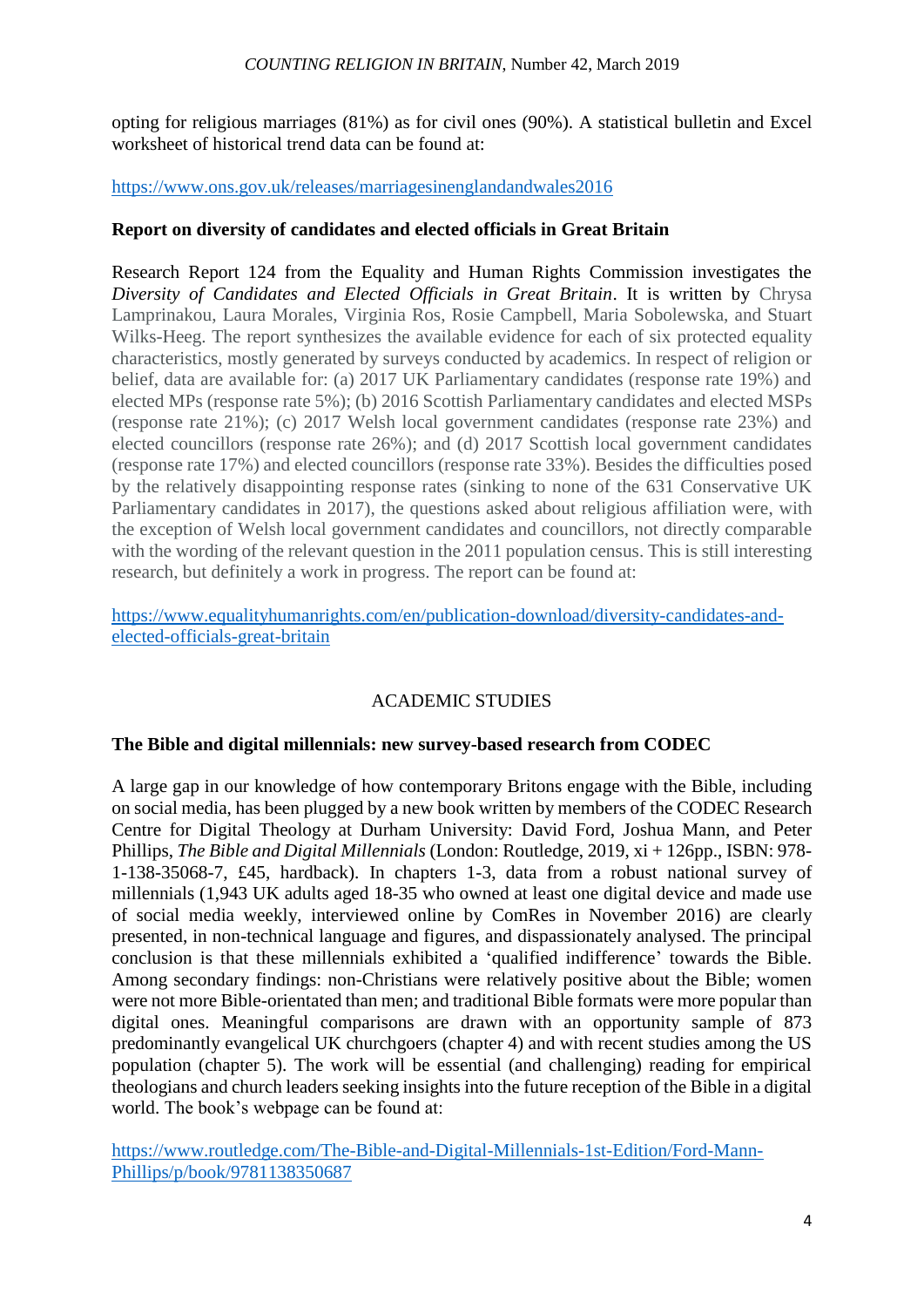opting for religious marriages (81%) as for civil ones (90%). A statistical bulletin and Excel worksheet of historical trend data can be found at:

https://www.ons.gov.uk/releases/marriagesinenglandandwales2016

**Report on diversity of candidates and elected officials in Great Britain**

Research Report 124 from the Equality and Human Rights Commission investigates the *Diversity of Candidates and Elected Officials in Great Britain*. It is written by Chrysa Lamprinakou, Laura Morales, Virginia Ros, Rosie Campbell, Maria Sobolewska, and Stuart Wilks-Heeg. The report synthesizes the available evidence for each of six protected equality characteristics, mostly generated by surveys conducted by academics. In respect of religion or belief, data are available for: (a) 2017 UK Parliamentary candidates (response rate 19%) and elected MPs (response rate 5%); (b) 2016 Scottish Parliamentary candidates and elected MSPs (response rate 21%); (c) 2017 Welsh local government candidates (response rate 23%) and elected councillors (response rate 26%); and (d) 2017 Scottish local government candidates (response rate 17%) and elected councillors (response rate 33%). Besides the difficulties posed by the relatively disappointing response rates (sinking to none of the 631 Conservative UK Parliamentary candidates in 2017), the questions asked about religious affiliation were, with the exception of Welsh local government candidates and councillors, not directly comparable with the wording of the relevant question in the 2011 population census. This is still interesting research, but definitely a work in progress. The report can be found at:

https://www.equalityhumanrights.com/en/publication-download/diversity-candidates-and-elected-officials-great-britain

## ACADEMIC STUDIES

**The Bible and digital millennials: new survey-based research from CODEC**

A large gap in our knowledge of how contemporary Britons engage with the Bible, including on social media, has been plugged by a new book written by members of the CODEC Research Centre for Digital Theology at Durham University: David Ford, Joshua Mann, and Peter Phillips, *The Bible and Digital Millennials* (London: Routledge, 2019, xi + 126pp., ISBN: 978-1-138-35068-7, £45, hardback). In chapters 1-3, data from a robust national survey of millennials (1,943 UK adults aged 18-35 who owned at least one digital device and made use of social media weekly, interviewed online by ComRes in November 2016) are clearly presented, in non-technical language and figures, and dispassionately analysed. The principal conclusion is that these millennials exhibited a 'qualified indifference' towards the Bible. Among secondary findings: non-Christians were relatively positive about the Bible; women were not more Bible-orientated than men; and traditional Bible formats were more popular than digital ones. Meaningful comparisons are drawn with an opportunity sample of 873 predominantly evangelical UK churchgoers (chapter 4) and with recent studies among the US population (chapter 5). The work will be essential (and challenging) reading for empirical theologians and church leaders seeking insights into the future reception of the Bible in a digital world. The book's webpage can be found at:

https://www.routledge.com/The-Bible-and-Digital-Millennials-1st-Edition/Ford-Mann-Phillips/p/book/9781138350687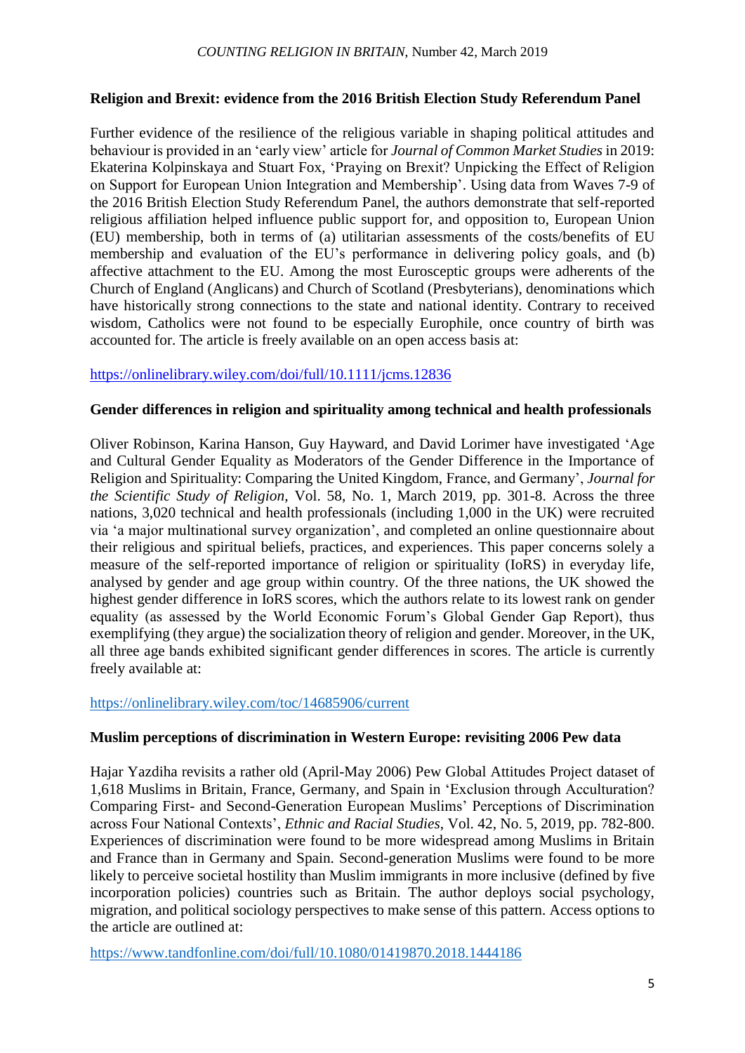## Religion and Brexit: evidence from the 2016 British Election Study Referendum Panel

Further evidence of the resilience of the religious variable in shaping political attitudes and behaviour is provided in an 'early view' article for *Journal of Common Market Studies* in 2019: Ekaterina Kolpinskaya and Stuart Fox, 'Praying on Brexit? Unpicking the Effect of Religion on Support for European Union Integration and Membership'. Using data from Waves 7-9 of the 2016 British Election Study Referendum Panel, the authors demonstrate that self-reported religious affiliation helped influence public support for, and opposition to, European Union (EU) membership, both in terms of (a) utilitarian assessments of the costs/benefits of EU membership and evaluation of the EU's performance in delivering policy goals, and (b) affective attachment to the EU. Among the most Eurosceptic groups were adherents of the Church of England (Anglicans) and Church of Scotland (Presbyterians), denominations which have historically strong connections to the state and national identity. Contrary to received wisdom, Catholics were not found to be especially Europhile, once country of birth was accounted for. The article is freely available on an open access basis at:

https://onlinelibrary.wiley.com/doi/full/10.1111/jcms.12836

## Gender differences in religion and spirituality among technical and health professionals

Oliver Robinson, Karina Hanson, Guy Hayward, and David Lorimer have investigated 'Age and Cultural Gender Equality as Moderators of the Gender Difference in the Importance of Religion and Spirituality: Comparing the United Kingdom, France, and Germany', *Journal for the Scientific Study of Religion*, Vol. 58, No. 1, March 2019, pp. 301-8. Across the three nations, 3,020 technical and health professionals (including 1,000 in the UK) were recruited via 'a major multinational survey organization', and completed an online questionnaire about their religious and spiritual beliefs, practices, and experiences. This paper concerns solely a measure of the self-reported importance of religion or spirituality (IoRS) in everyday life, analysed by gender and age group within country. Of the three nations, the UK showed the highest gender difference in IoRS scores, which the authors relate to its lowest rank on gender equality (as assessed by the World Economic Forum's Global Gender Gap Report), thus exemplifying (they argue) the socialization theory of religion and gender. Moreover, in the UK, all three age bands exhibited significant gender differences in scores. The article is currently freely available at:

https://onlinelibrary.wiley.com/toc/14685906/current

## Muslim perceptions of discrimination in Western Europe: revisiting 2006 Pew data

Hajar Yazdiha revisits a rather old (April-May 2006) Pew Global Attitudes Project dataset of 1,618 Muslims in Britain, France, Germany, and Spain in 'Exclusion through Acculturation? Comparing First- and Second-Generation European Muslims' Perceptions of Discrimination across Four National Contexts', *Ethnic and Racial Studies*, Vol. 42, No. 5, 2019, pp. 782-800. Experiences of discrimination were found to be more widespread among Muslims in Britain and France than in Germany and Spain. Second-generation Muslims were found to be more likely to perceive societal hostility than Muslim immigrants in more inclusive (defined by five incorporation policies) countries such as Britain. The author deploys social psychology, migration, and political sociology perspectives to make sense of this pattern. Access options to the article are outlined at:

https://www.tandfonline.com/doi/full/10.1080/01419870.2018.1444186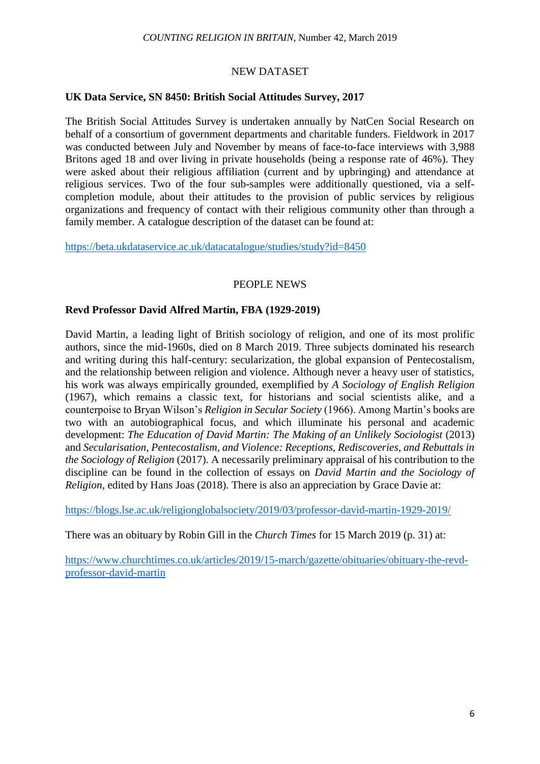## NEW DATASET

**UK Data Service, SN 8450: British Social Attitudes Survey, 2017**

The British Social Attitudes Survey is undertaken annually by NatCen Social Research on behalf of a consortium of government departments and charitable funders. Fieldwork in 2017 was conducted between July and November by means of face-to-face interviews with 3,988 Britons aged 18 and over living in private households (being a response rate of 46%). They were asked about their religious affiliation (current and by upbringing) and attendance at religious services. Two of the four sub-samples were additionally questioned, via a self-completion module, about their attitudes to the provision of public services by religious organizations and frequency of contact with their religious community other than through a family member. A catalogue description of the dataset can be found at:

https://beta.ukdataservice.ac.uk/datacatalogue/studies/study?id=8450

## PEOPLE NEWS

**Revd Professor David Alfred Martin, FBA (1929-2019)**

David Martin, a leading light of British sociology of religion, and one of its most prolific authors, since the mid-1960s, died on 8 March 2019. Three subjects dominated his research and writing during this half-century: secularization, the global expansion of Pentecostalism, and the relationship between religion and violence. Although never a heavy user of statistics, his work was always empirically grounded, exemplified by *A Sociology of English Religion* (1967), which remains a classic text, for historians and social scientists alike, and a counterpoise to Bryan Wilson's *Religion in Secular Society* (1966). Among Martin's books are two with an autobiographical focus, and which illuminate his personal and academic development: *The Education of David Martin: The Making of an Unlikely Sociologist* (2013) and *Secularisation, Pentecostalism, and Violence: Receptions, Rediscoveries, and Rebuttals in the Sociology of Religion* (2017). A necessarily preliminary appraisal of his contribution to the discipline can be found in the collection of essays on *David Martin and the Sociology of Religion*, edited by Hans Joas (2018). There is also an appreciation by Grace Davie at:

https://blogs.lse.ac.uk/religionglobalsociety/2019/03/professor-david-martin-1929-2019/

There was an obituary by Robin Gill in the *Church Times* for 15 March 2019 (p. 31) at:

https://www.churchtimes.co.uk/articles/2019/15-march/gazette/obituaries/obituary-the-revd-professor-david-martin